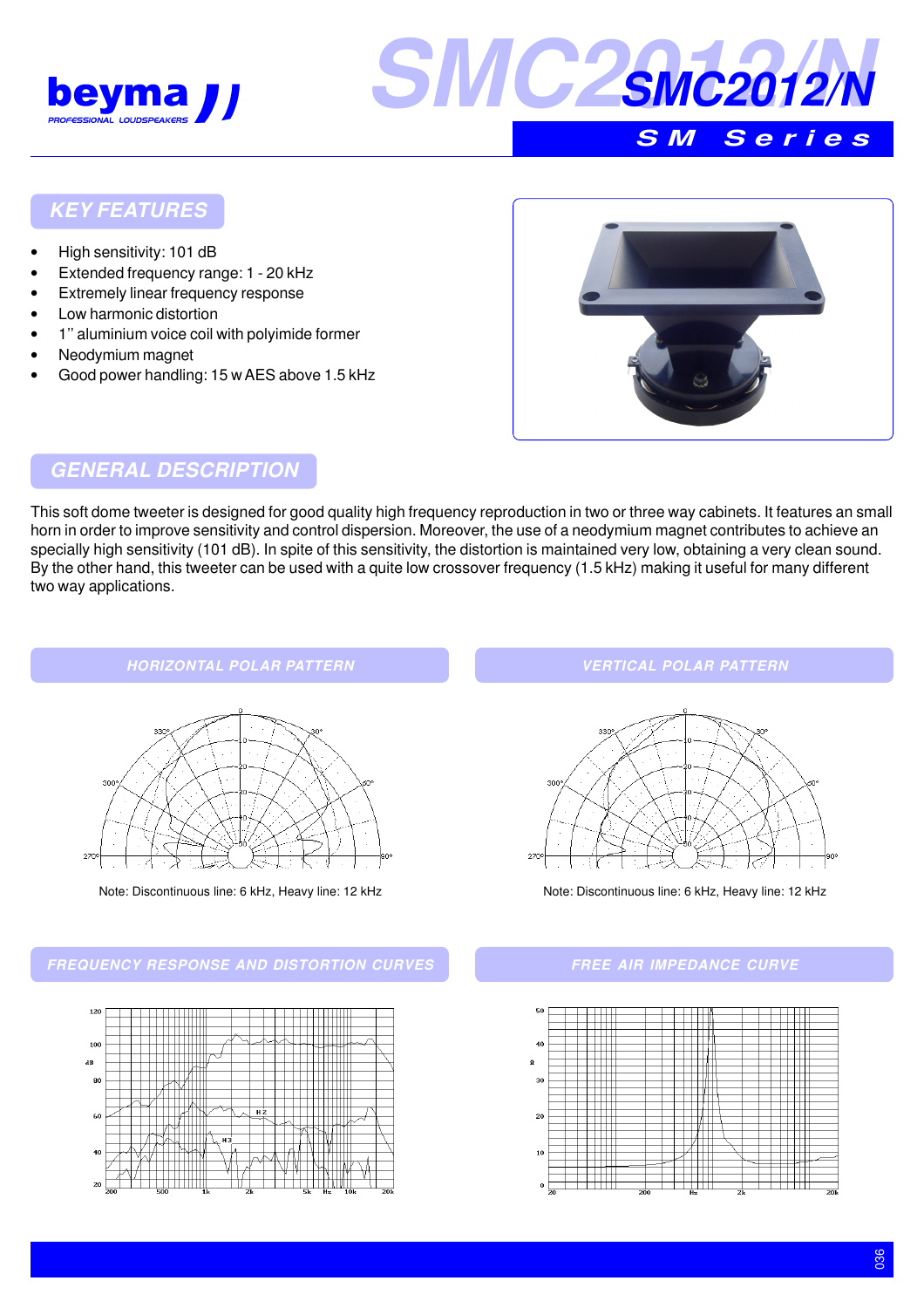# beyma

PROFESSIONAL LOUDSPEAKERS

# SMC2012/N

SM Series

## KEY FEATURES

- High sensitivity: 101 dB
- Extended frequency range: 1 - 20 kHz
- Extremely linear frequency response
- Low harmonic distortion
- 1'' aluminium voice coil with polyimide former
- Neodymium magnet
- Good power handling: 15 w AES above 1.5 kHz

## GENERAL DESCRIPTION

This soft dome tweeter is designed for good quality high frequency reproduction in two or three way cabinets. It features an small horn in order to improve sensitivity and control dispersion. Moreover, the use of a neodymium magnet contributes to achieve an specially high sensitivity (101 dB). In spite of this sensitivity, the distortion is maintained very low, obtaining a very clean sound. By the other hand, this tweeter can be used with a quite low crossover frequency (1.5 kHz) making it useful for many different two way applications.

## HORIZONTAL POLAR PATTERN

Note: Discontinuous line: 6 kHz, Heavy line: 12 kHz

## VERTICAL POLAR PATTERN

Note: Discontinuous line: 6 kHz, Heavy line: 12 kHz

## FREQUENCY RESPONSE AND DISTORTION CURVES

## FREE AIR IMPEDANCE CURVE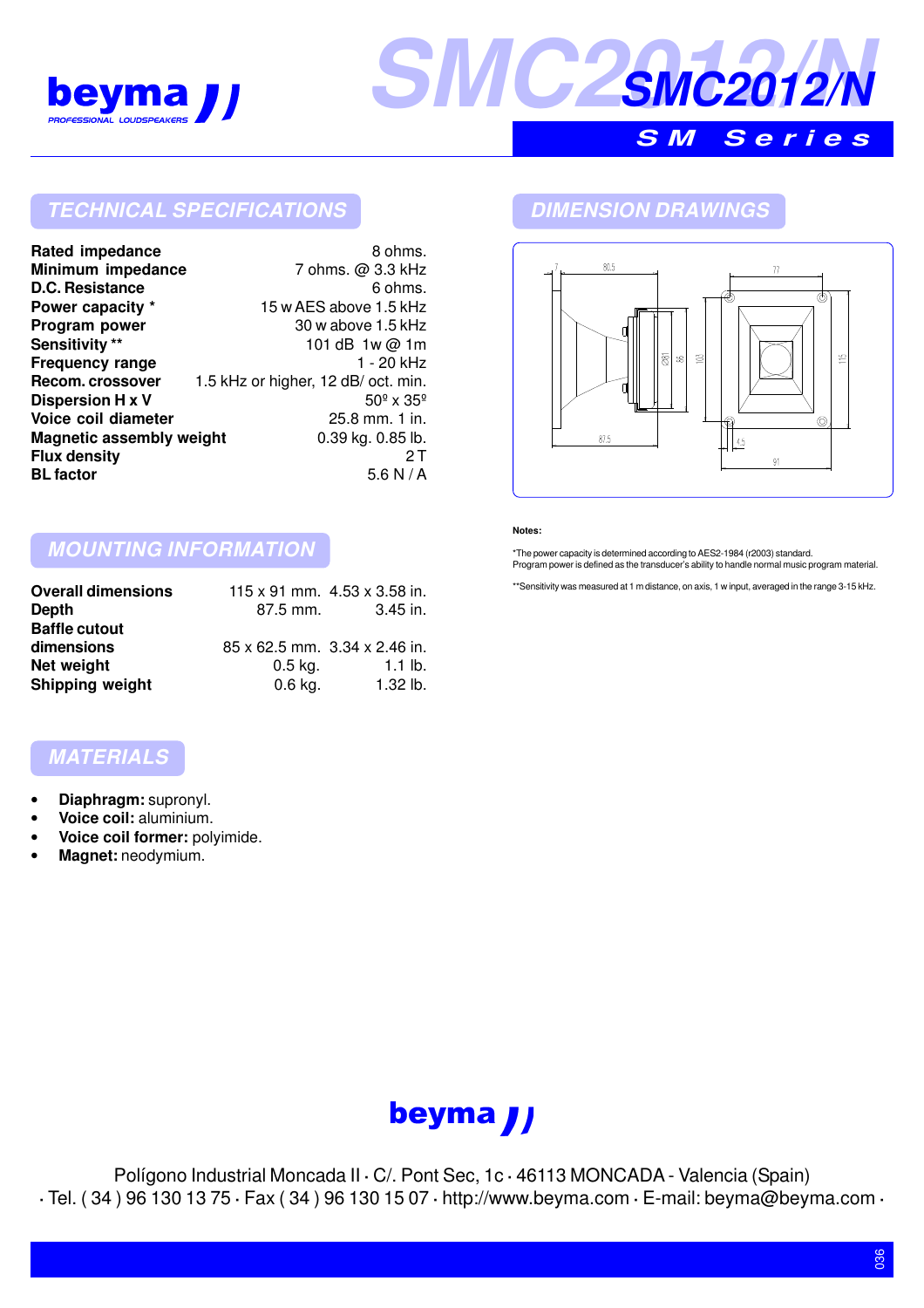# SMC2012/N

## SM Series

## TECHNICAL SPECIFICATIONS

| | |
|---|---|
| **Rated impedance** | 8 ohms. |
| **Minimum impedance** | 7 ohms. @ 3.3 kHz |
| **D.C. Resistance** | 6 ohms. |
| **Power capacity *** | 15 w AES above 1.5 kHz |
| **Program power** | 30 w above 1.5 kHz |
| **Sensitivity **** | 101 dB 1w @ 1m |
| **Frequency range** | 1 - 20 kHz |
| **Recom. crossover** | 1.5 kHz or higher, 12 dB/ oct. min. |
| **Dispersion H x V** | 50º x 35º |
| **Voice coil diameter** | 25.8 mm. 1 in. |
| **Magnetic assembly weight** | 0.39 kg. 0.85 lb. |
| **Flux density** | 2 T |
| **BL factor** | 5.6 N / A |

## MOUNTING INFORMATION

| | | |
|---|---|---|
| **Overall dimensions** | 115 x 91 mm. | 4.53 x 3.58 in. |
| **Depth** | 87.5 mm. | 3.45 in. |
| **Baffle cutout dimensions** | 85 x 62.5 mm. | 3.34 x 2.46 in. |
| **Net weight** | 0.5 kg. | 1.1 lb. |
| **Shipping weight** | 0.6 kg. | 1.32 lb. |

## MATERIALS

- **Diaphragm:** supronyl.
- **Voice coil:** aluminium.
- **Voice coil former:** polyimide.
- **Magnet:** neodymium.

## DIMENSION DRAWINGS

7
80.5
87.5
Ø81
66
102
77
115
4.5
91

**Notes:**

*The power capacity is determined according to AES2-1984 (r2003) standard.
Program power is defined as the transducer's ability to handle normal music program material.

**Sensitivity was measured at 1 m distance, on axis, 1 w input, averaged in the range 3-15 kHz.

beyma

Polígono Industrial Moncada II · C/. Pont Sec, 1c · 46113 MONCADA - Valencia (Spain)
· Tel. ( 34 ) 96 130 13 75 · Fax ( 34 ) 96 130 15 07 · http://www.beyma.com · E-mail: beyma@beyma.com ·